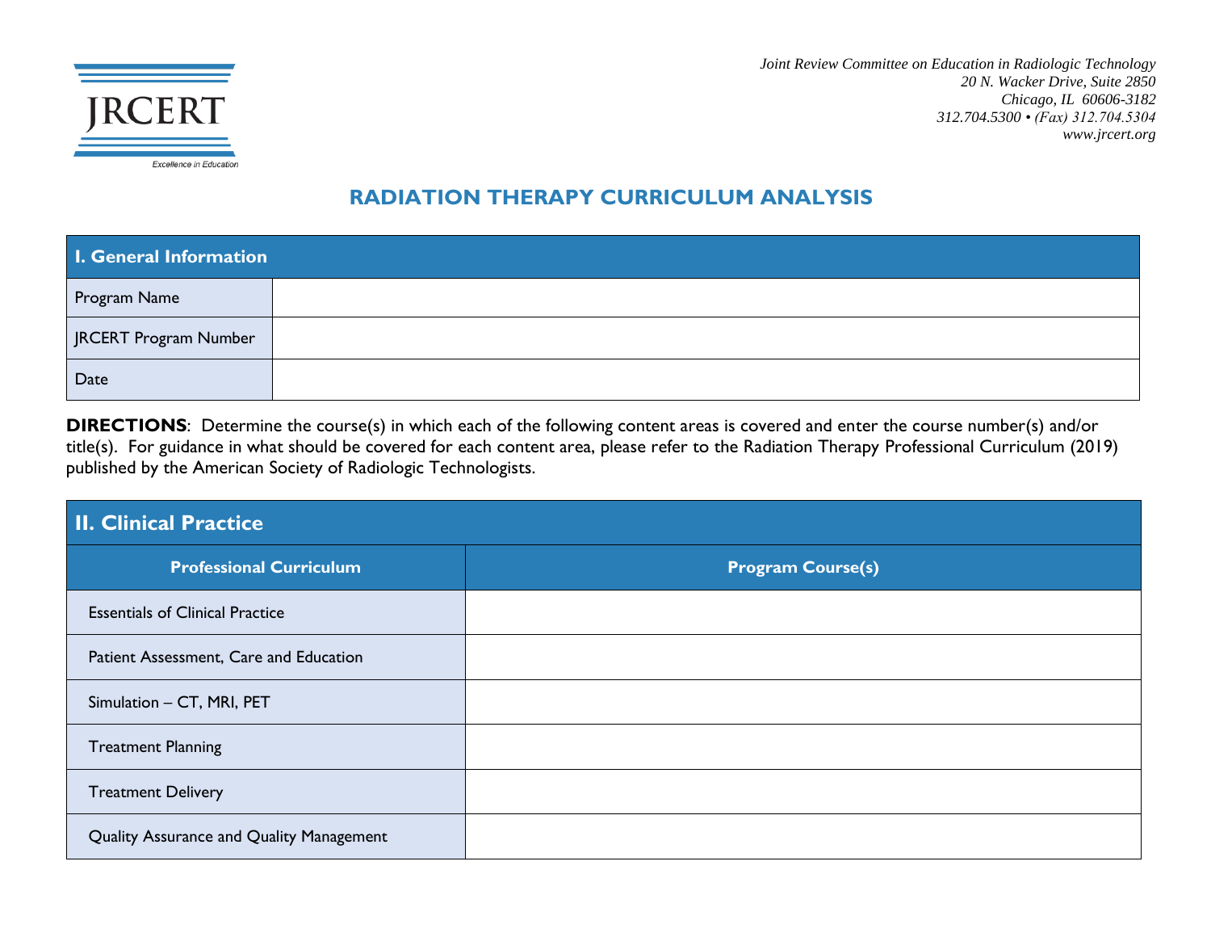JRCERT

*Excellence in Education*

*Joint Review Committee on Education in Radiologic Technology*
*20 N. Wacker Drive, Suite 2850*
*Chicago, IL 60606-3182*
*312.704.5300 • (Fax) 312.704.5304*
*www.jrcert.org*

# RADIATION THERAPY CURRICULUM ANALYSIS

| I. General Information | |
|---|---|
| Program Name | |
| JRCERT Program Number | |
| Date | |

**DIRECTIONS**: Determine the course(s) in which each of the following content areas is covered and enter the course number(s) and/or title(s). For guidance in what should be covered for each content area, please refer to the Radiation Therapy Professional Curriculum (2019) published by the American Society of Radiologic Technologists.

## II. Clinical Practice

| Professional Curriculum | Program Course(s) |
|---|---|
| Essentials of Clinical Practice | |
| Patient Assessment, Care and Education | |
| Simulation – CT, MRI, PET | |
| Treatment Planning | |
| Treatment Delivery | |
| Quality Assurance and Quality Management | |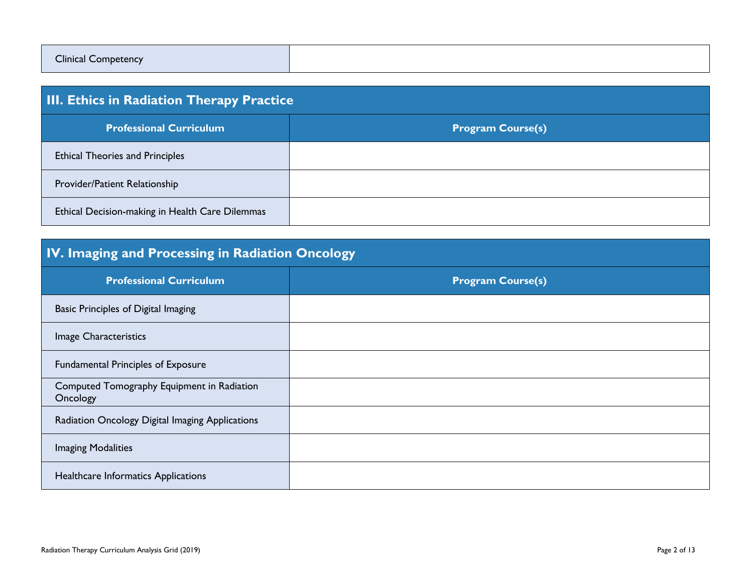| Clinical Competency | |
|---|---|

## III. Ethics in Radiation Therapy Practice

| Professional Curriculum | Program Course(s) |
|---|---|
| Ethical Theories and Principles | |
| Provider/Patient Relationship | |
| Ethical Decision-making in Health Care Dilemmas | |

## IV. Imaging and Processing in Radiation Oncology

| Professional Curriculum | Program Course(s) |
|---|---|
| Basic Principles of Digital Imaging | |
| Image Characteristics | |
| Fundamental Principles of Exposure | |
| Computed Tomography Equipment in Radiation Oncology | |
| Radiation Oncology Digital Imaging Applications | |
| Imaging Modalities | |
| Healthcare Informatics Applications | |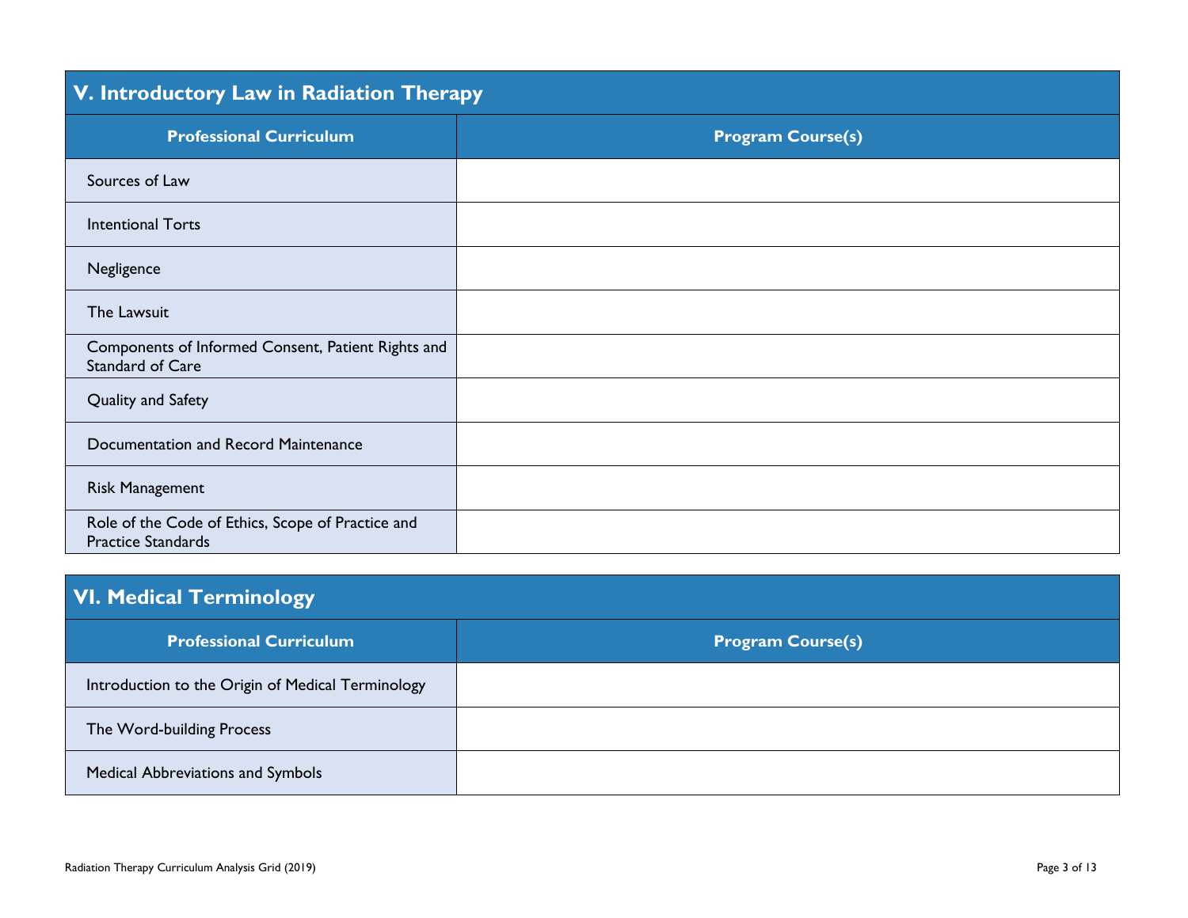## V. Introductory Law in Radiation Therapy

| Professional Curriculum | Program Course(s) |
|---|---|
| Sources of Law | |
| Intentional Torts | |
| Negligence | |
| The Lawsuit | |
| Components of Informed Consent, Patient Rights and Standard of Care | |
| Quality and Safety | |
| Documentation and Record Maintenance | |
| Risk Management | |
| Role of the Code of Ethics, Scope of Practice and Practice Standards | |

## VI. Medical Terminology

| Professional Curriculum | Program Course(s) |
|---|---|
| Introduction to the Origin of Medical Terminology | |
| The Word-building Process | |
| Medical Abbreviations and Symbols | |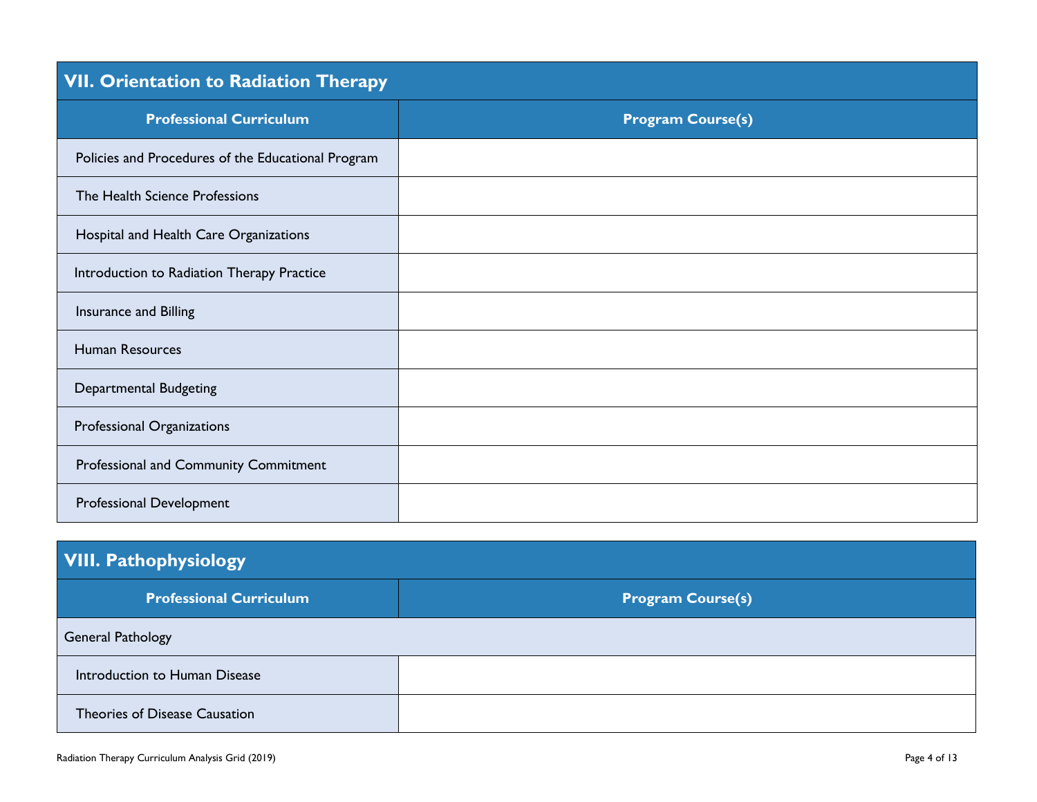## VII. Orientation to Radiation Therapy

| Professional Curriculum | Program Course(s) |
|---|---|
| Policies and Procedures of the Educational Program | |
| The Health Science Professions | |
| Hospital and Health Care Organizations | |
| Introduction to Radiation Therapy Practice | |
| Insurance and Billing | |
| Human Resources | |
| Departmental Budgeting | |
| Professional Organizations | |
| Professional and Community Commitment | |
| Professional Development | |

## VIII. Pathophysiology

| Professional Curriculum | Program Course(s) |
|---|---|
| General Pathology | |
| Introduction to Human Disease | |
| Theories of Disease Causation | |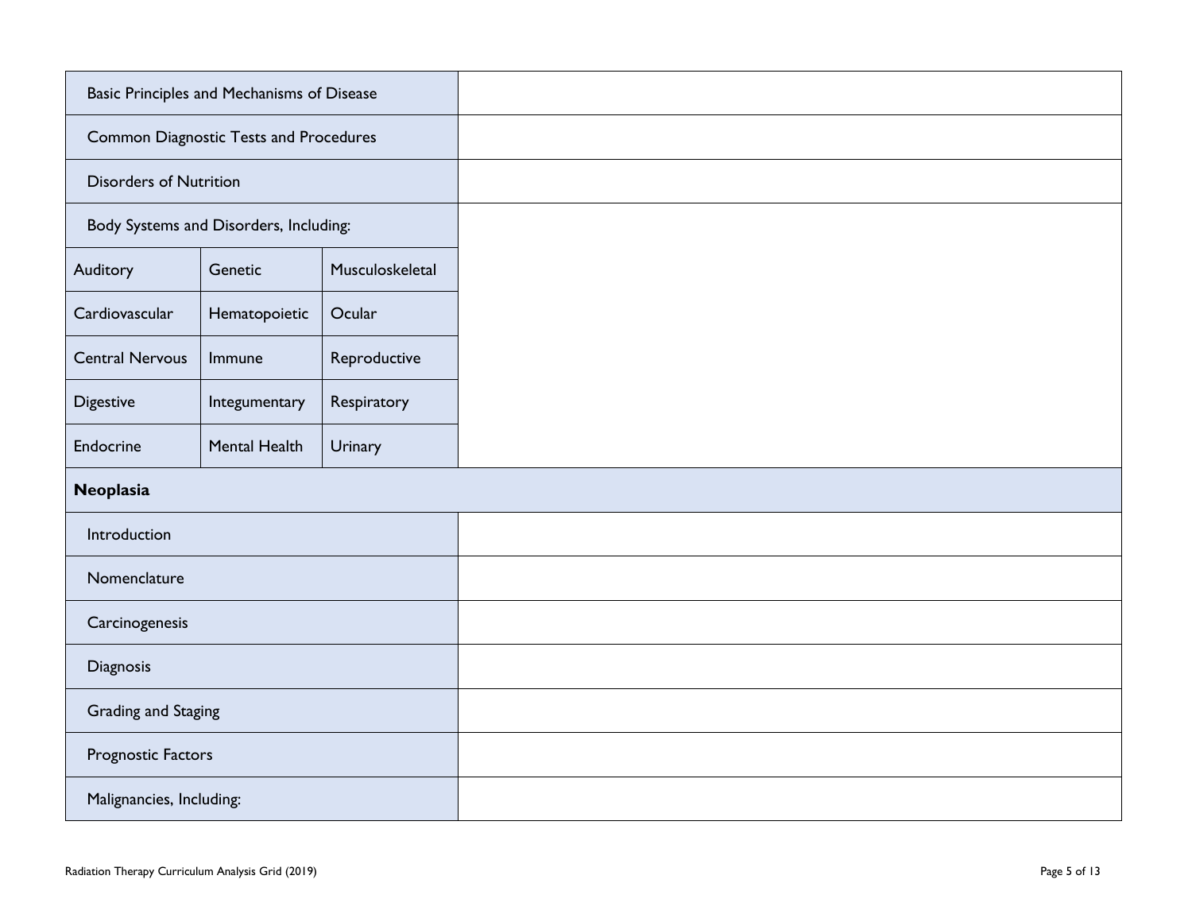| | | | |
|---|---|---|---|
| Basic Principles and Mechanisms of Disease | | | |
| Common Diagnostic Tests and Procedures | | | |
| Disorders of Nutrition | | | |
| Body Systems and Disorders, Including: | | | |
| Auditory | Genetic | Musculoskeletal | |
| Cardiovascular | Hematopoietic | Ocular | |
| Central Nervous | Immune | Reproductive | |
| Digestive | Integumentary | Respiratory | |
| Endocrine | Mental Health | Urinary | |
| **Neoplasia** | | | |
| Introduction | | | |
| Nomenclature | | | |
| Carcinogenesis | | | |
| Diagnosis | | | |
| Grading and Staging | | | |
| Prognostic Factors | | | |
| Malignancies, Including: | | | |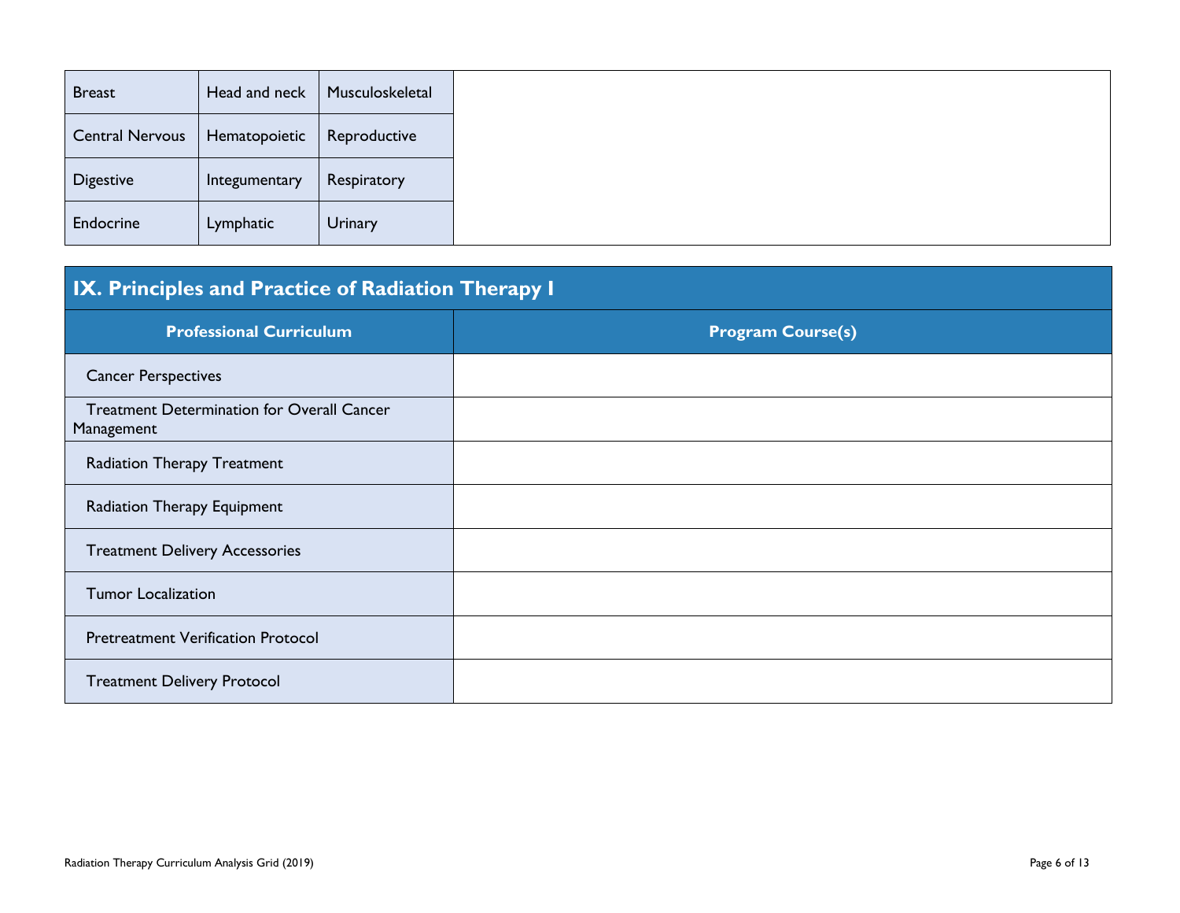| | | | |
|---|---|---|---|
| Breast | Head and neck | Musculoskeletal | |
| Central Nervous | Hematopoietic | Reproductive | |
| Digestive | Integumentary | Respiratory | |
| Endocrine | Lymphatic | Urinary | |

## IX. Principles and Practice of Radiation Therapy I

| Professional Curriculum | Program Course(s) |
|---|---|
| Cancer Perspectives | |
| Treatment Determination for Overall Cancer Management | |
| Radiation Therapy Treatment | |
| Radiation Therapy Equipment | |
| Treatment Delivery Accessories | |
| Tumor Localization | |
| Pretreatment Verification Protocol | |
| Treatment Delivery Protocol | |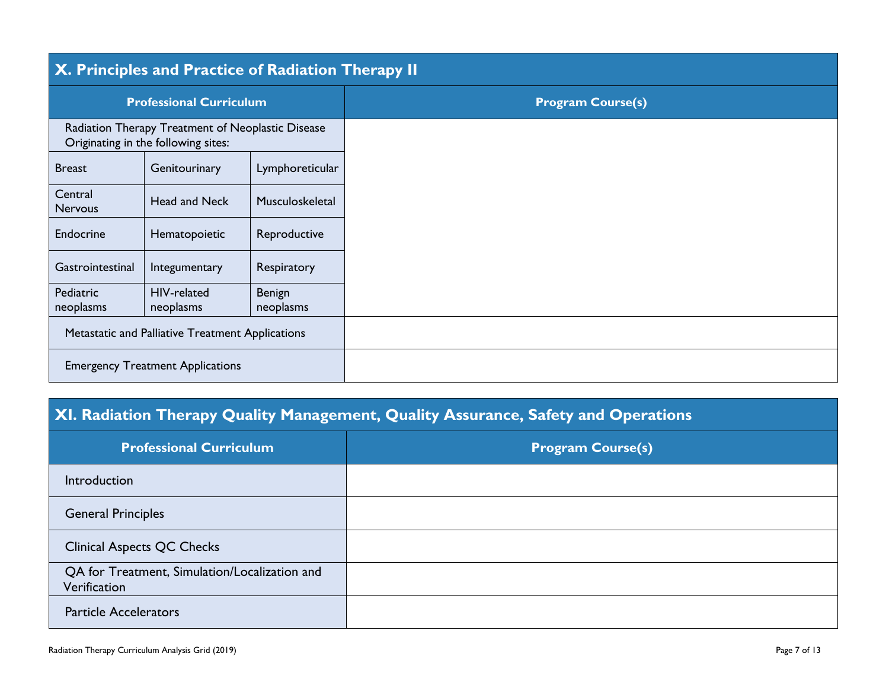## X. Principles and Practice of Radiation Therapy II

| Professional Curriculum | | | Program Course(s) |
|---|---|---|---|
| Radiation Therapy Treatment of Neoplastic Disease Originating in the following sites: | | | |
| Breast | Genitourinary | Lymphoreticular | |
| Central Nervous | Head and Neck | Musculoskeletal | |
| Endocrine | Hematopoietic | Reproductive | |
| Gastrointestinal | Integumentary | Respiratory | |
| Pediatric neoplasms | HIV-related neoplasms | Benign neoplasms | |
| Metastatic and Palliative Treatment Applications | | | |
| Emergency Treatment Applications | | | |

## XI. Radiation Therapy Quality Management, Quality Assurance, Safety and Operations

| Professional Curriculum | Program Course(s) |
|---|---|
| Introduction | |
| General Principles | |
| Clinical Aspects QC Checks | |
| QA for Treatment, Simulation/Localization and Verification | |
| Particle Accelerators | |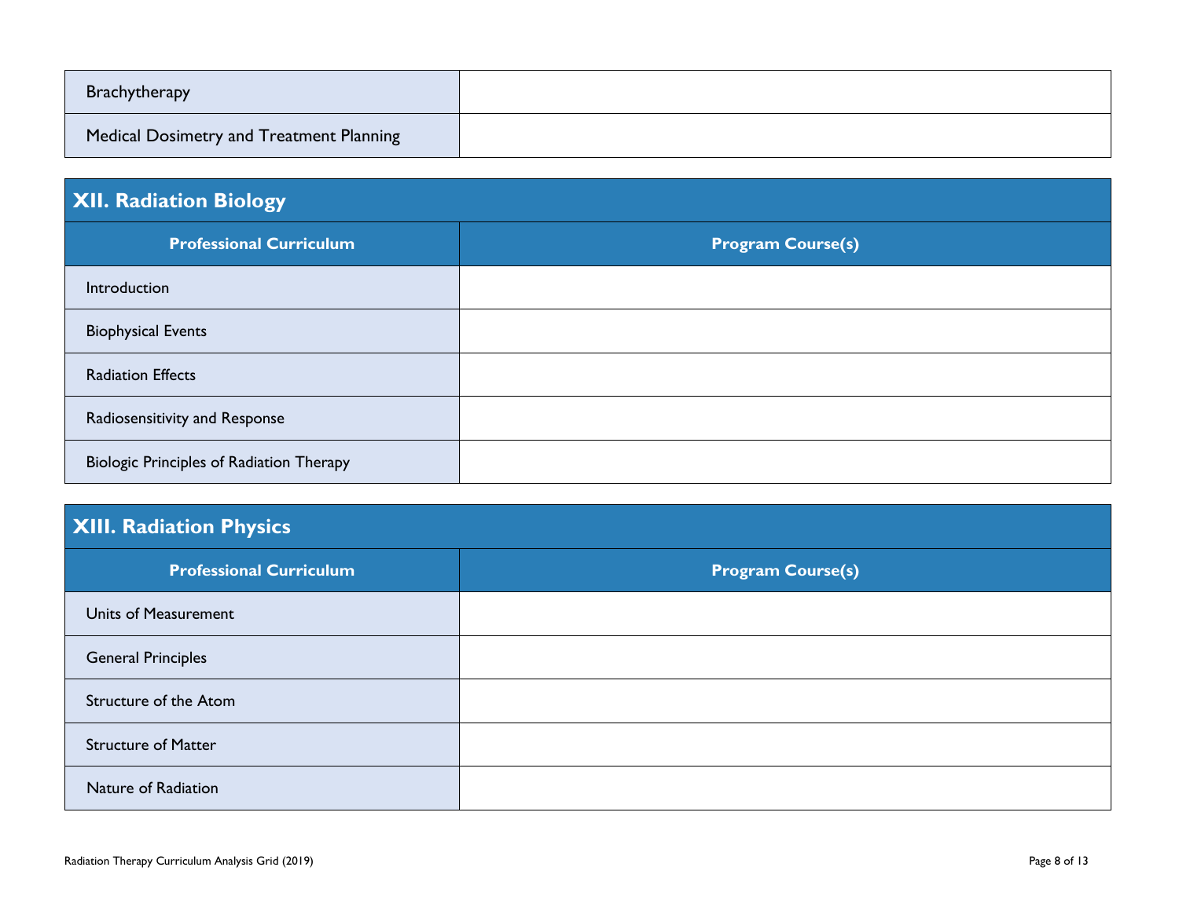| | |
|---|---|
| Brachytherapy | |
| Medical Dosimetry and Treatment Planning | |

## XII. Radiation Biology

| Professional Curriculum | Program Course(s) |
|---|---|
| Introduction | |
| Biophysical Events | |
| Radiation Effects | |
| Radiosensitivity and Response | |
| Biologic Principles of Radiation Therapy | |

## XIII. Radiation Physics

| Professional Curriculum | Program Course(s) |
|---|---|
| Units of Measurement | |
| General Principles | |
| Structure of the Atom | |
| Structure of Matter | |
| Nature of Radiation | |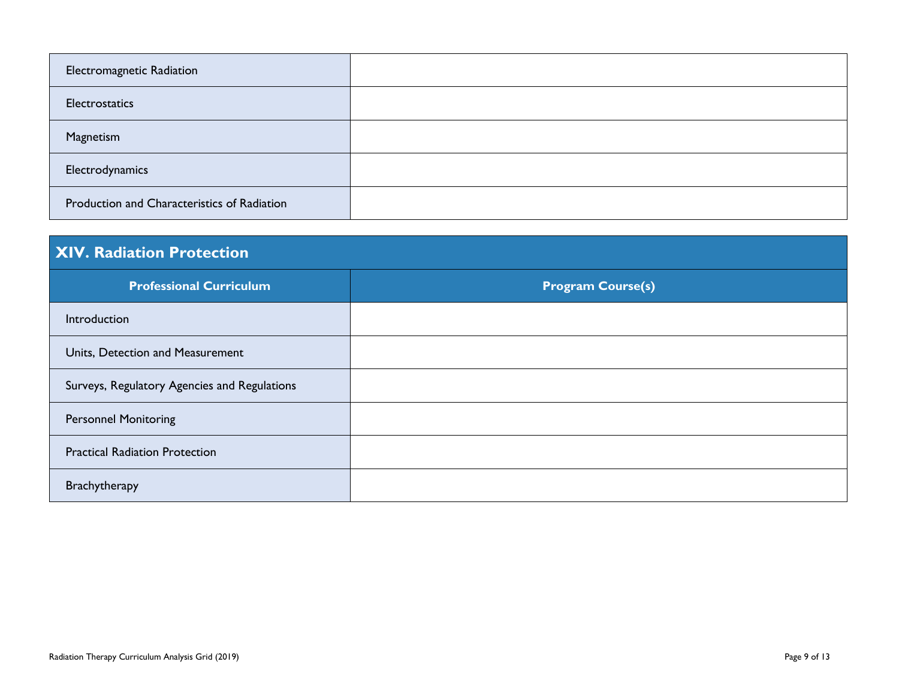| | |
|---|---|
| Electromagnetic Radiation | |
| Electrostatics | |
| Magnetism | |
| Electrodynamics | |
| Production and Characteristics of Radiation | |

## XIV. Radiation Protection

| Professional Curriculum | Program Course(s) |
|---|---|
| Introduction | |
| Units, Detection and Measurement | |
| Surveys, Regulatory Agencies and Regulations | |
| Personnel Monitoring | |
| Practical Radiation Protection | |
| Brachytherapy | |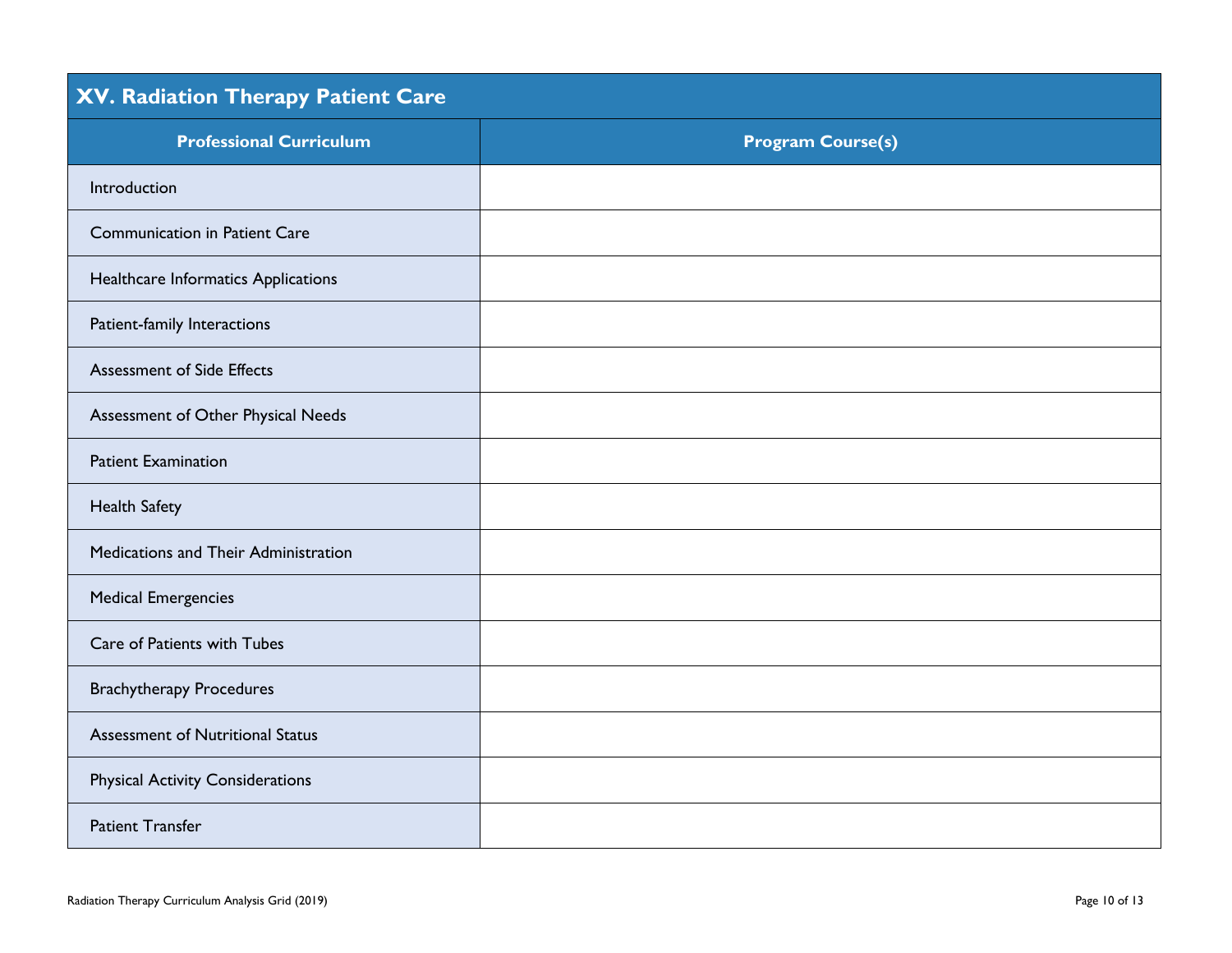## XV. Radiation Therapy Patient Care

| Professional Curriculum | Program Course(s) |
| --- | --- |
| Introduction | |
| Communication in Patient Care | |
| Healthcare Informatics Applications | |
| Patient-family Interactions | |
| Assessment of Side Effects | |
| Assessment of Other Physical Needs | |
| Patient Examination | |
| Health Safety | |
| Medications and Their Administration | |
| Medical Emergencies | |
| Care of Patients with Tubes | |
| Brachytherapy Procedures | |
| Assessment of Nutritional Status | |
| Physical Activity Considerations | |
| Patient Transfer | |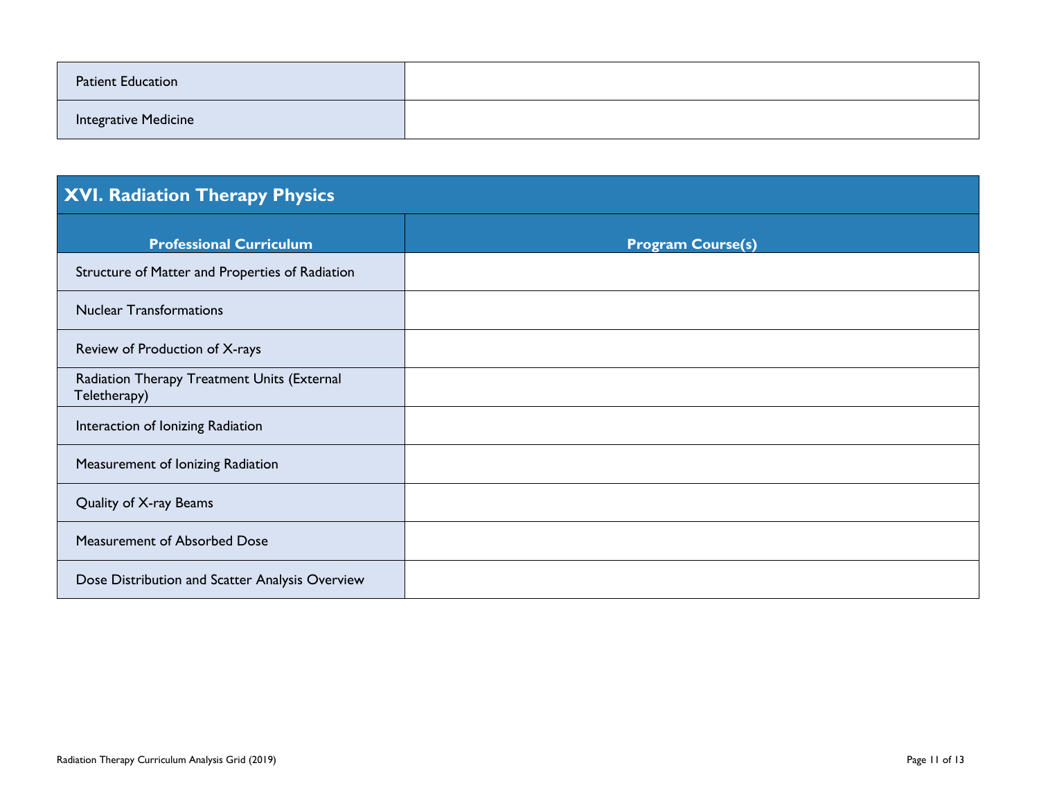| | |
|---|---|
| Patient Education | |
| Integrative Medicine | |

## XVI. Radiation Therapy Physics

| Professional Curriculum | Program Course(s) |
|---|---|
| Structure of Matter and Properties of Radiation | |
| Nuclear Transformations | |
| Review of Production of X-rays | |
| Radiation Therapy Treatment Units (External Teletherapy) | |
| Interaction of Ionizing Radiation | |
| Measurement of Ionizing Radiation | |
| Quality of X-ray Beams | |
| Measurement of Absorbed Dose | |
| Dose Distribution and Scatter Analysis Overview | |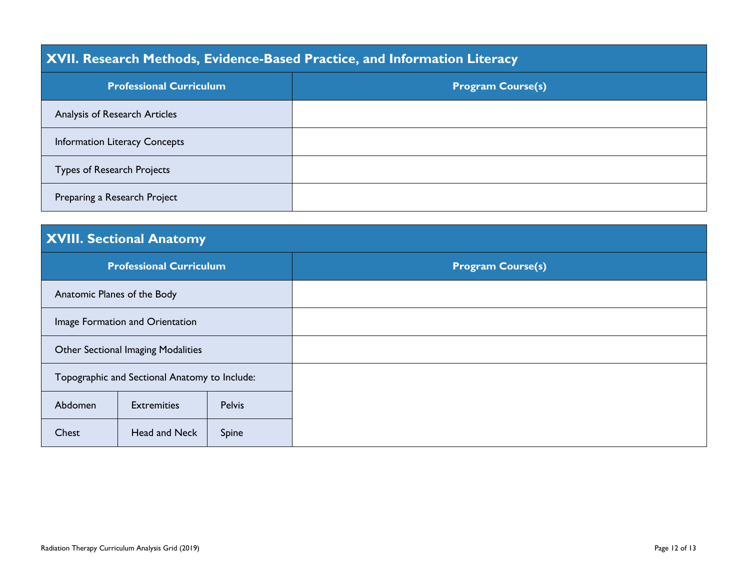## XVII. Research Methods, Evidence-Based Practice, and Information Literacy

| Professional Curriculum | Program Course(s) |
| --- | --- |
| Analysis of Research Articles | |
| Information Literacy Concepts | |
| Types of Research Projects | |
| Preparing a Research Project | |

## XVIII. Sectional Anatomy

| Professional Curriculum | | | Program Course(s) |
| --- | --- | --- | --- |
| Anatomic Planes of the Body | | | |
| Image Formation and Orientation | | | |
| Other Sectional Imaging Modalities | | | |
| Topographic and Sectional Anatomy to Include: | | | |
| Abdomen | Extremities | Pelvis | |
| Chest | Head and Neck | Spine | |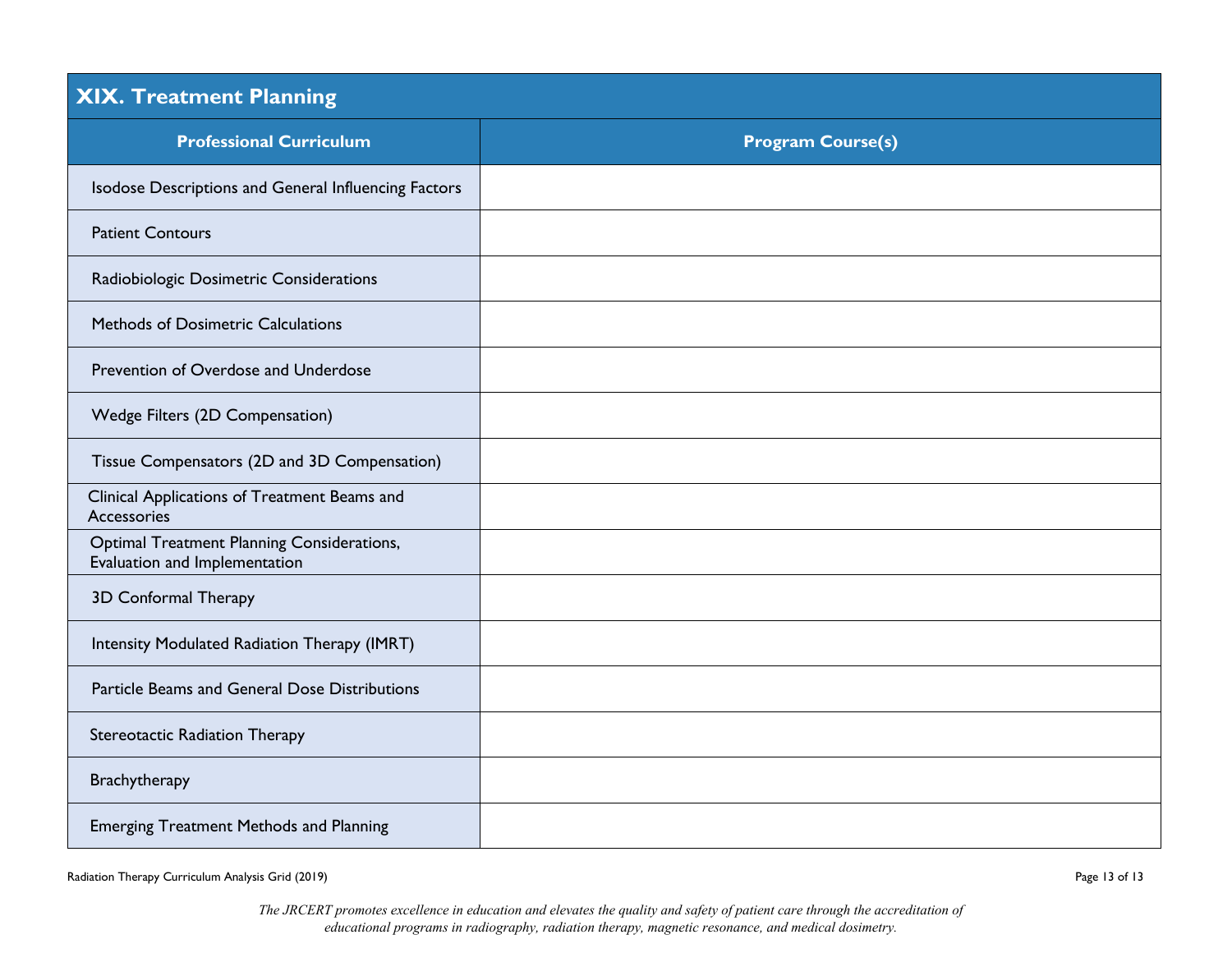## XIX. Treatment Planning

| Professional Curriculum | Program Course(s) |
|---|---|
| Isodose Descriptions and General Influencing Factors | |
| Patient Contours | |
| Radiobiologic Dosimetric Considerations | |
| Methods of Dosimetric Calculations | |
| Prevention of Overdose and Underdose | |
| Wedge Filters (2D Compensation) | |
| Tissue Compensators (2D and 3D Compensation) | |
| Clinical Applications of Treatment Beams and Accessories | |
| Optimal Treatment Planning Considerations, Evaluation and Implementation | |
| 3D Conformal Therapy | |
| Intensity Modulated Radiation Therapy (IMRT) | |
| Particle Beams and General Dose Distributions | |
| Stereotactic Radiation Therapy | |
| Brachytherapy | |
| Emerging Treatment Methods and Planning | |